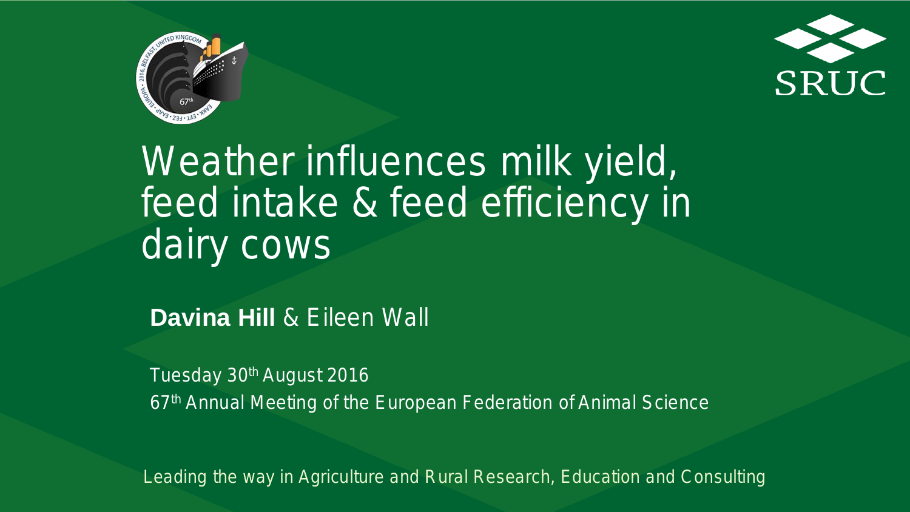# Weather influences milk yield, feed intake & feed efficiency in dairy cows

**Davina Hill** & Eileen Wall

Tuesday 30th August 2016

67th Annual Meeting of the European Federation of Animal Science

Leading the way in Agriculture and Rural Research, Education and Consulting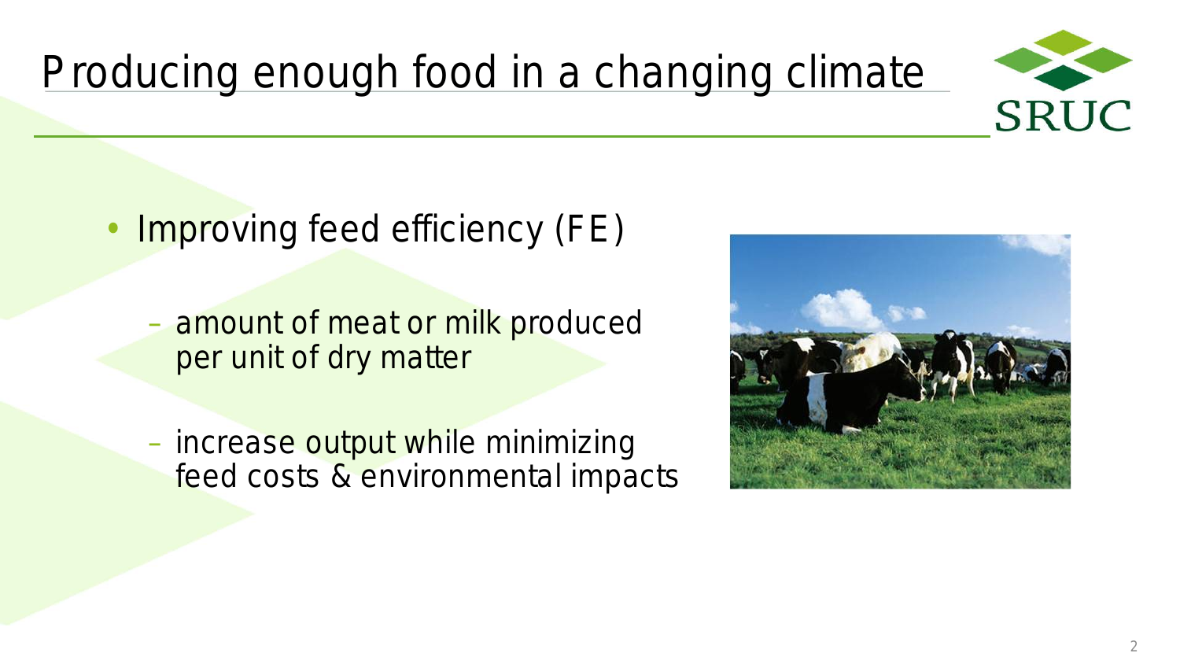# Producing enough food in a changing climate

- Improving feed efficiency (FE)
  - amount of meat or milk produced per unit of dry matter
  - increase output while minimizing feed costs & environmental impacts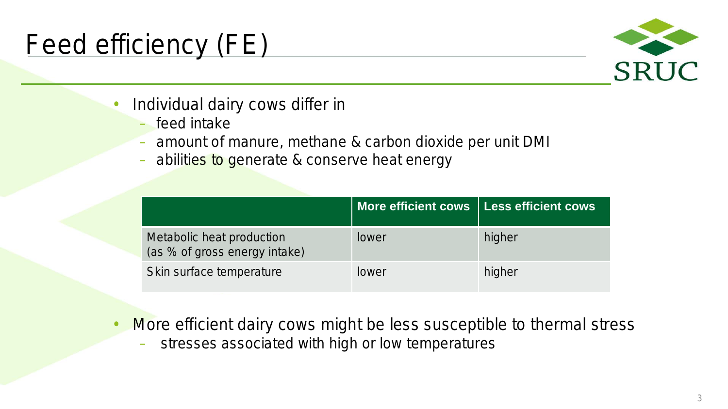# Feed efficiency (FE)

- Individual dairy cows differ in
  - feed intake
  - amount of manure, methane & carbon dioxide per unit DMI
  - abilities to generate & conserve heat energy

| | More efficient cows | Less efficient cows |
|---|---|---|
| Metabolic heat production (as % of gross energy intake) | lower | higher |
| Skin surface temperature | lower | higher |

- More efficient dairy cows might be less susceptible to thermal stress
  - stresses associated with high or low temperatures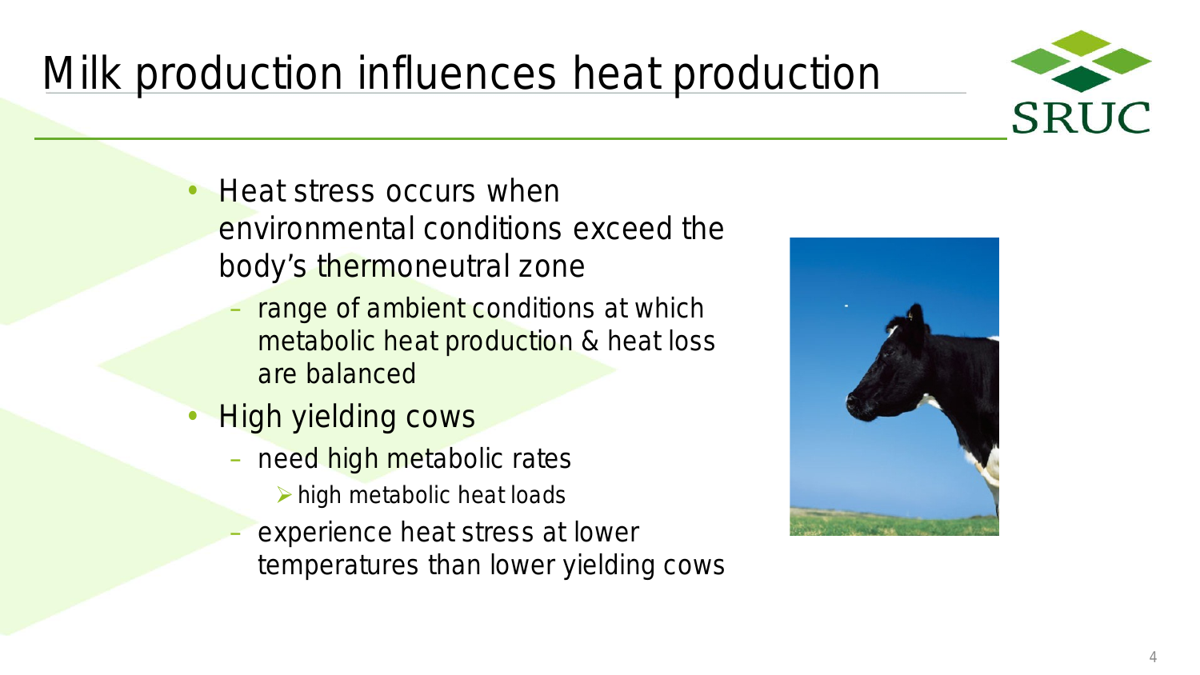# Milk production influences heat production

- Heat stress occurs when environmental conditions exceed the body's thermoneutral zone
  - range of ambient conditions at which metabolic heat production & heat loss are balanced
- High yielding cows
  - need high metabolic rates
    - high metabolic heat loads
  - experience heat stress at lower temperatures than lower yielding cows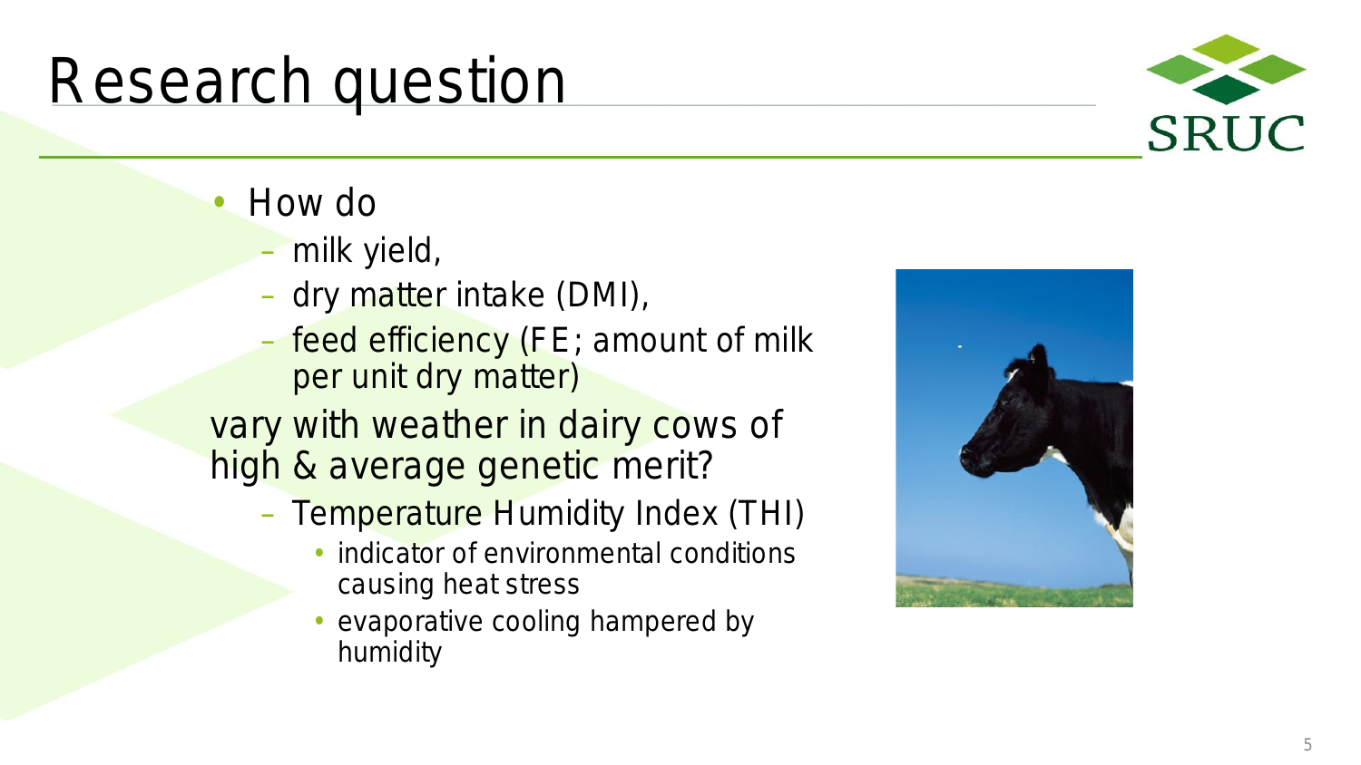# Research question

- How do
  - milk yield,
  - dry matter intake (DMI),
  - feed efficiency (FE; amount of milk per unit dry matter)

  vary with weather in dairy cows of high & average genetic merit?
  - Temperature Humidity Index (THI)
    - indicator of environmental conditions causing heat stress
    - evaporative cooling hampered by humidity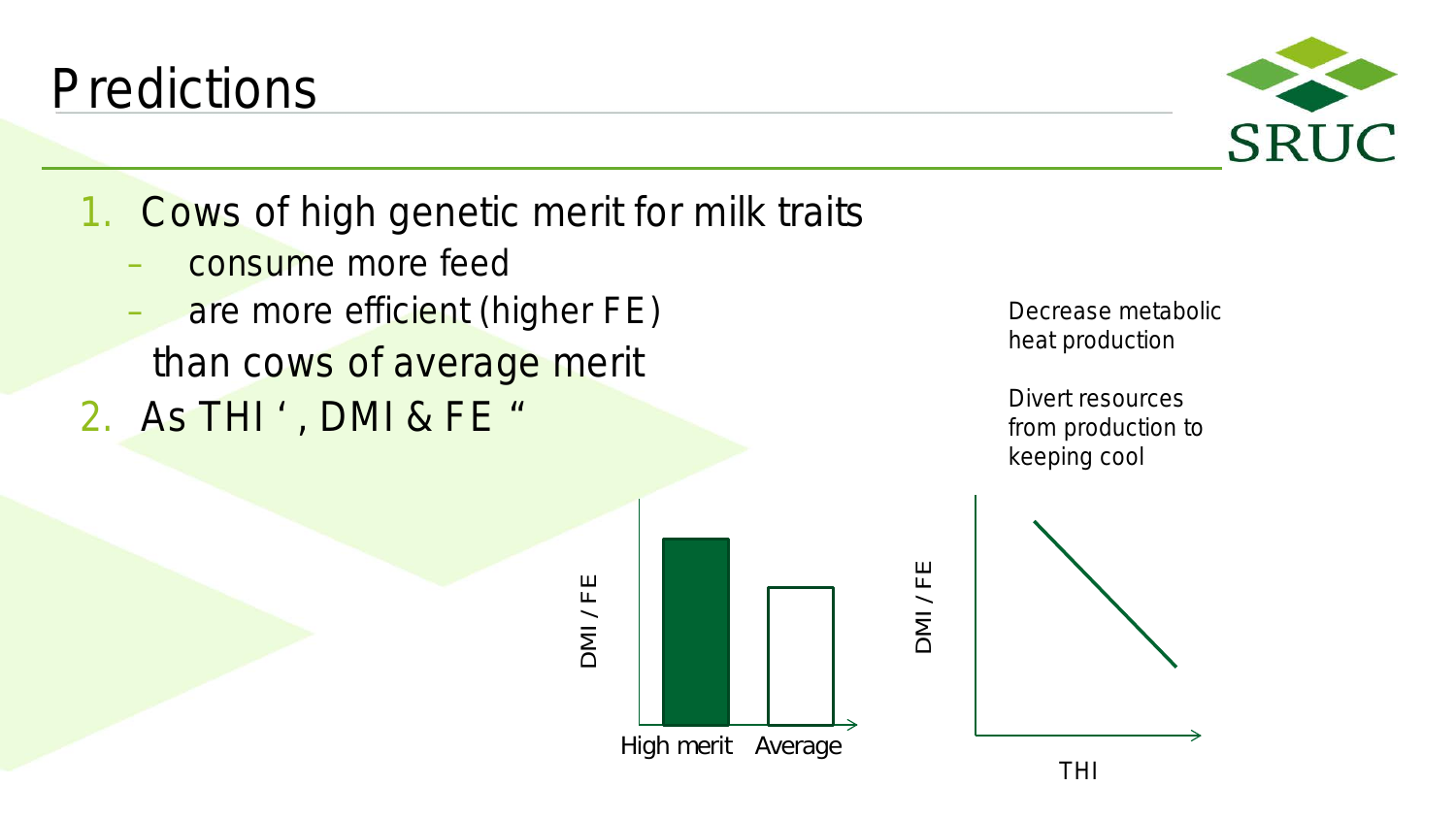# Predictions

1. Cows of high genetic merit for milk traits
   - consume more feed
   - are more efficient (higher FE)

   than cows of average merit
2. As THI ‘ , DMI & FE “

Decrease metabolic heat production

Divert resources from production to keeping cool

DMI / FE

High merit Average

DMI / FE

THI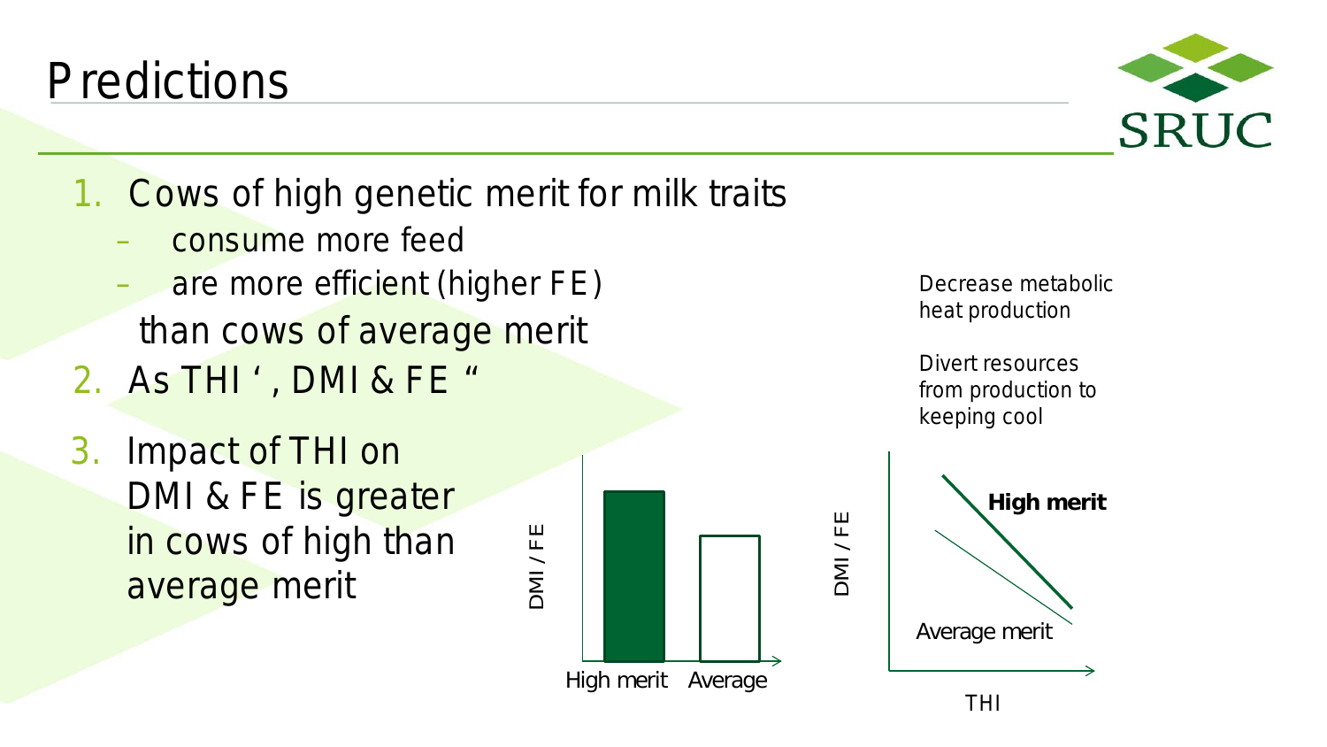# Predictions

1. Cows of high genetic merit for milk traits
   - consume more feed
   - are more efficient (higher FE)

   than cows of average merit
2. As THI ‘ , DMI & FE “
3. Impact of THI on DMI & FE is greater in cows of high than average merit

Decrease metabolic heat production

Divert resources from production to keeping cool

DMI / FE

High merit Average

DMI / FE

**High merit**

Average merit

THI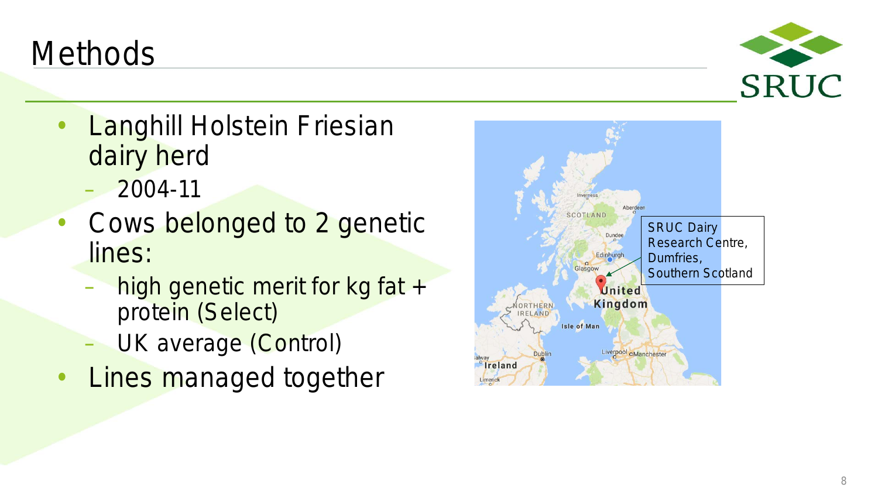# Methods

- Langhill Holstein Friesian dairy herd
  - 2004-11
- Cows belonged to 2 genetic lines:
  - high genetic merit for kg fat + protein (Select)
  - UK average (Control)
- Lines managed together

SRUC Dairy Research Centre, Dumfries, Southern Scotland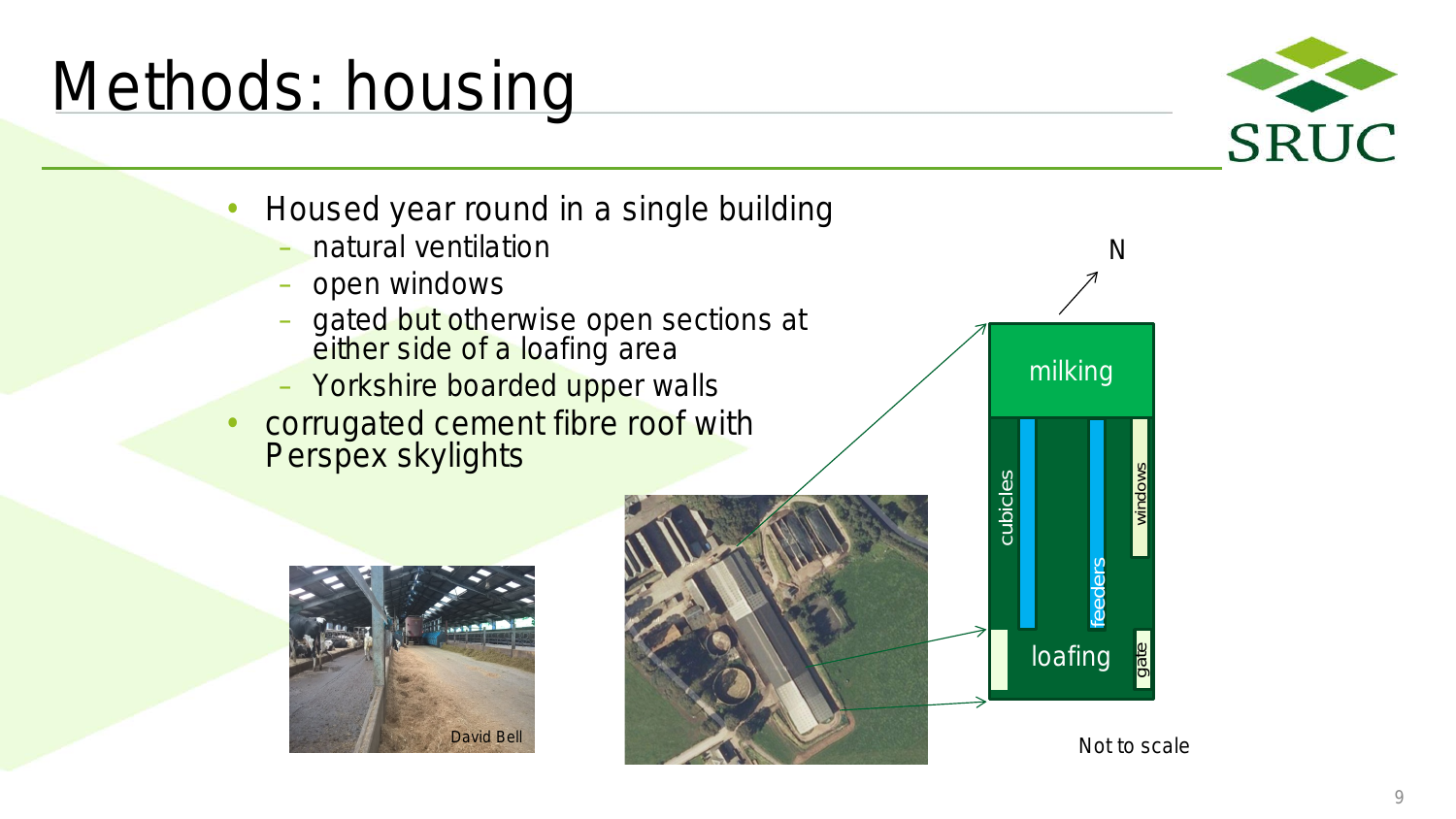# Methods: housing

- Housed year round in a single building
  - natural ventilation
  - open windows
  - gated but otherwise open sections at either side of a loafing area
  - Yorkshire boarded upper walls
- corrugated cement fibre roof with Perspex skylights

David Bell

N

milking

cubicles

feeders

windows

loafing

gate

Not to scale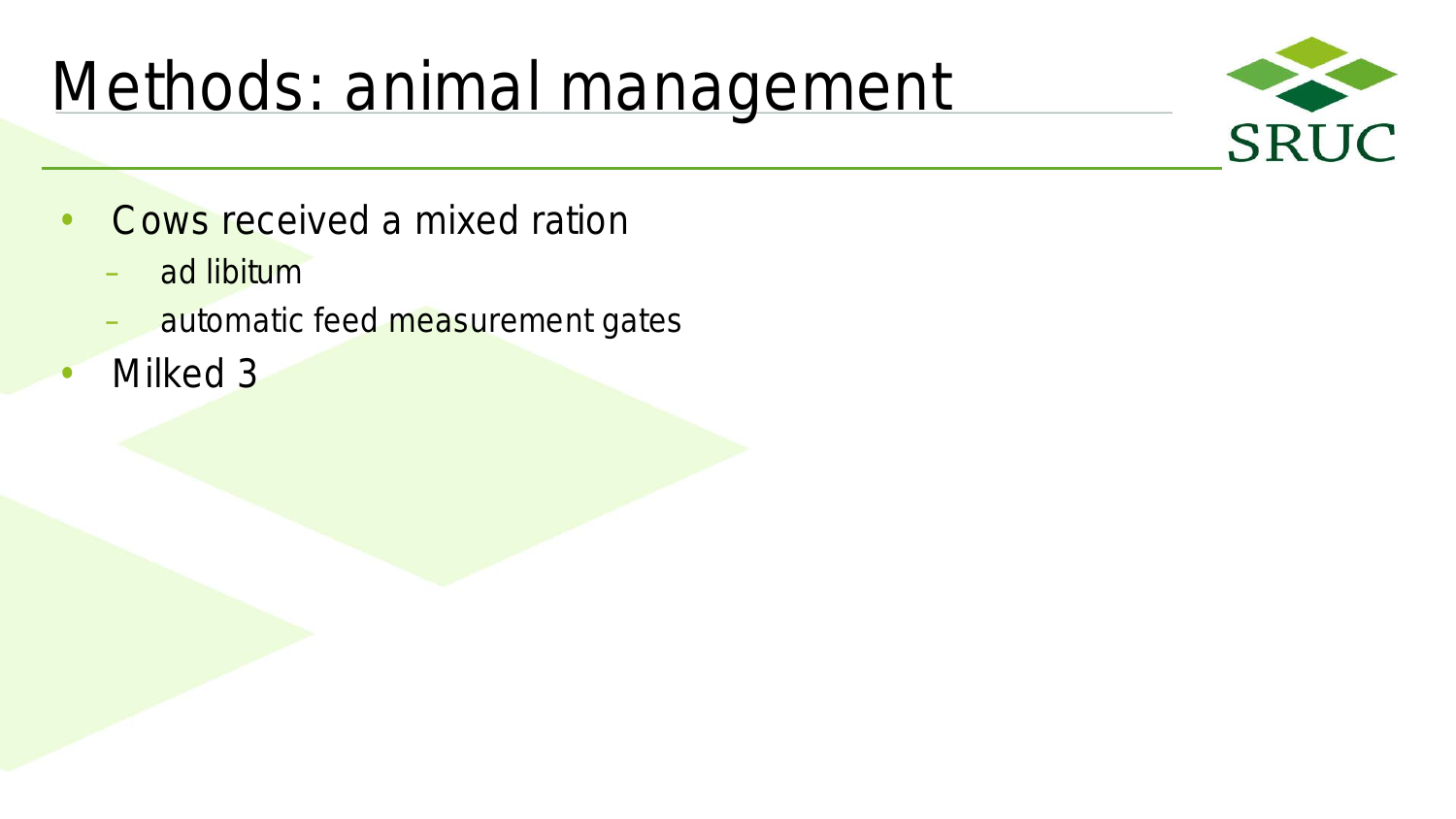# Methods: animal management

- Cows received a mixed ration
  - ad libitum
  - automatic feed measurement gates
- Milked 3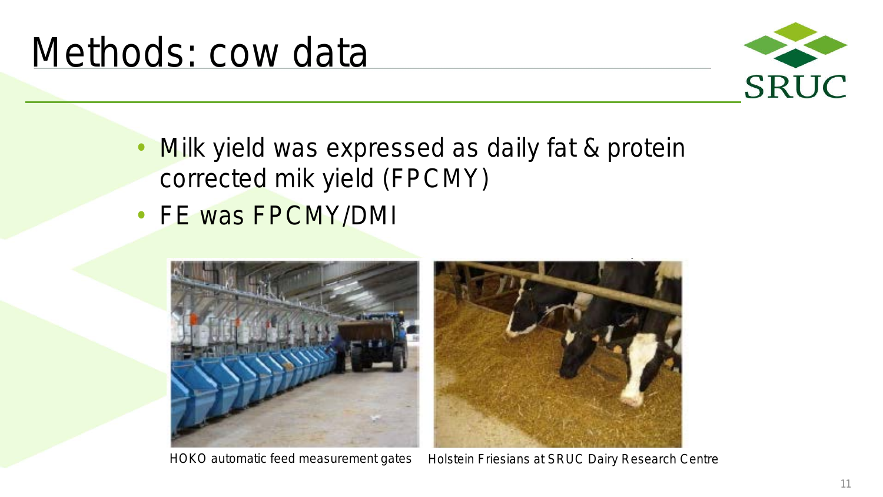# Methods: cow data

- Milk yield was expressed as daily fat & protein corrected mik yield (FPCMY)
- FE was FPCMY/DMI

HOKO automatic feed measurement gates

Holstein Friesians at SRUC Dairy Research Centre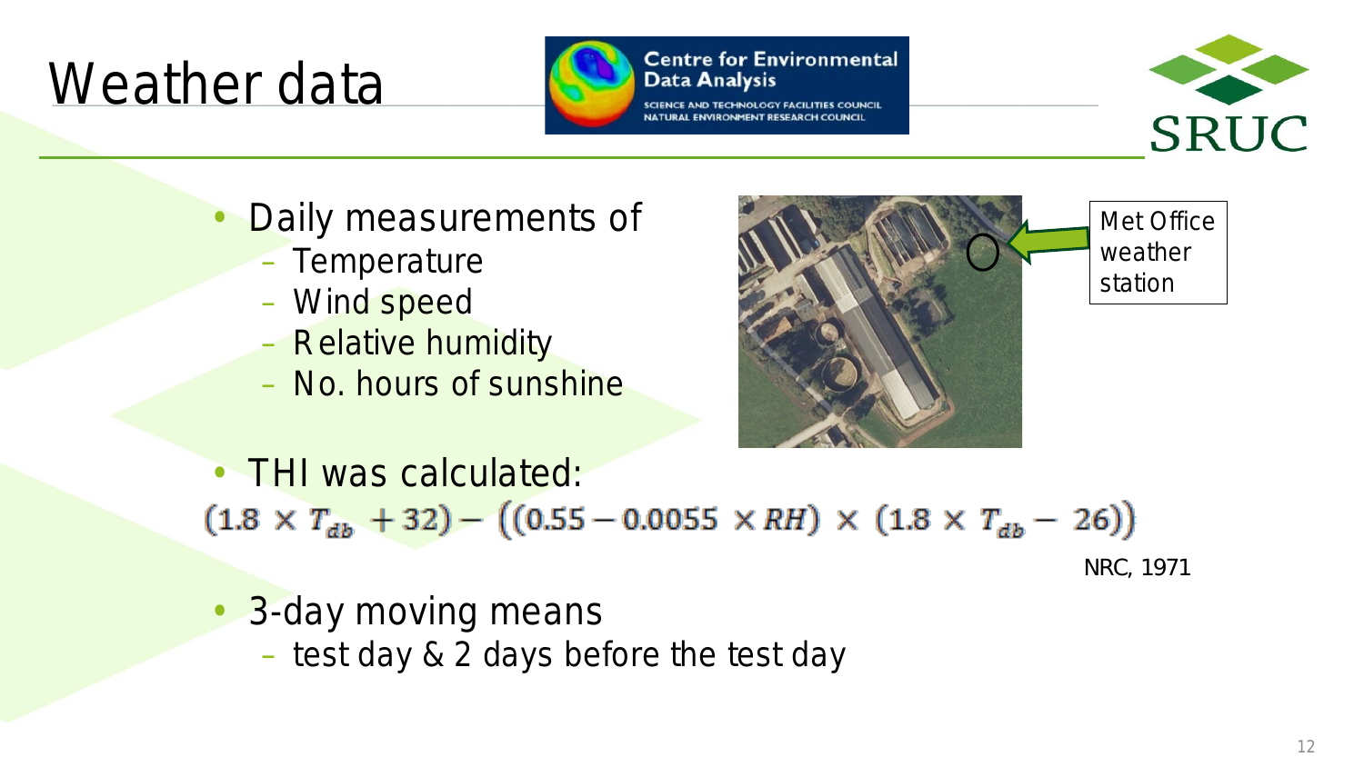# Weather data

- Daily measurements of
  - Temperature
  - Wind speed
  - Relative humidity
  - No. hours of sunshine

Met Office weather station

- THI was calculated:

$$(1.8 \times T_{db} + 32) - \left((0.55 - 0.0055 \times RH) \times (1.8 \times T_{db} - 26)\right)$$

NRC, 1971

- 3-day moving means
  - test day & 2 days before the test day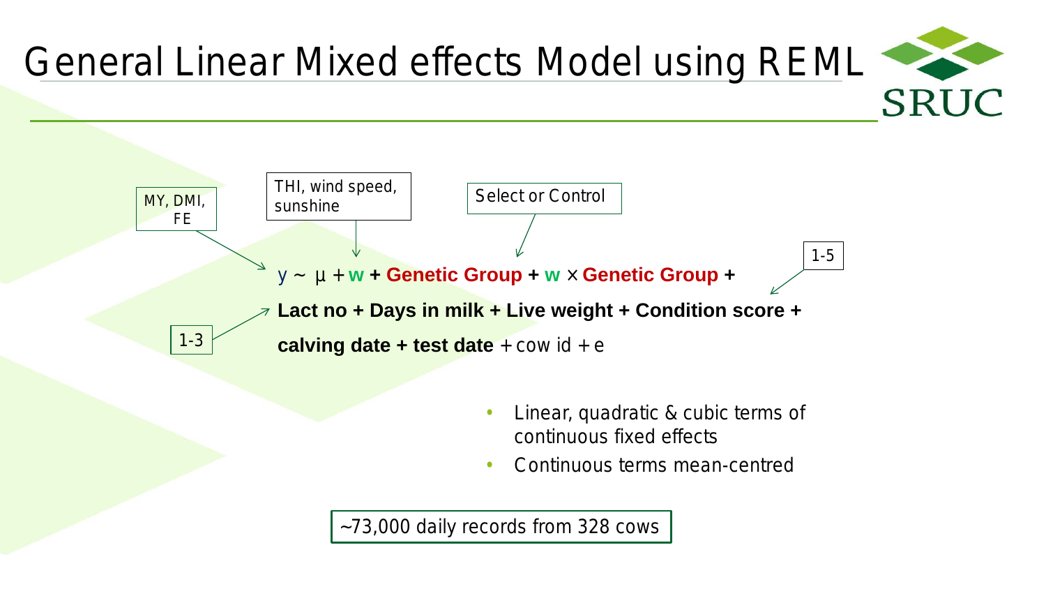# General Linear Mixed effects Model using REML

MY, DMI, FE → $y$

THI, wind speed, sunshine → $w$

Select or Control → Genetic Group

1-5 → Genetic Group (interaction)

1-3 → Lact no

$y \sim \mu$ + w + **Genetic Group** + w × **Genetic Group** +

**Lact no + Days in milk + Live weight + Condition score +**

**calving date + test date** + cow id + e

- Linear, quadratic & cubic terms of continuous fixed effects
- Continuous terms mean-centred

~73,000 daily records from 328 cows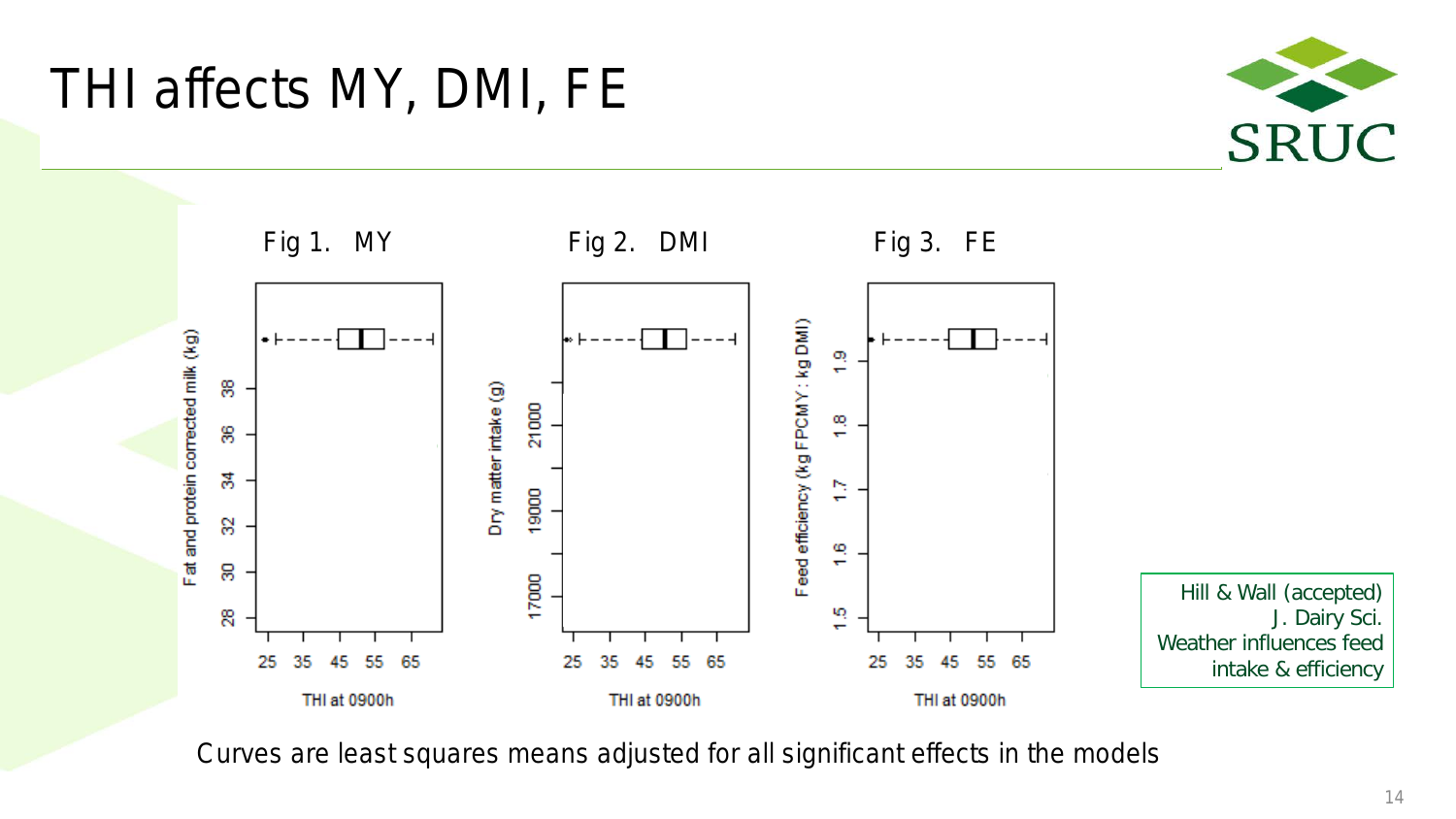# THI affects MY, DMI, FE

Fig 1. MY

Fig 2. DMI

Fig 3. FE

Hill & Wall (accepted) J. Dairy Sci. Weather influences feed intake & efficiency

Curves are least squares means adjusted for all significant effects in the models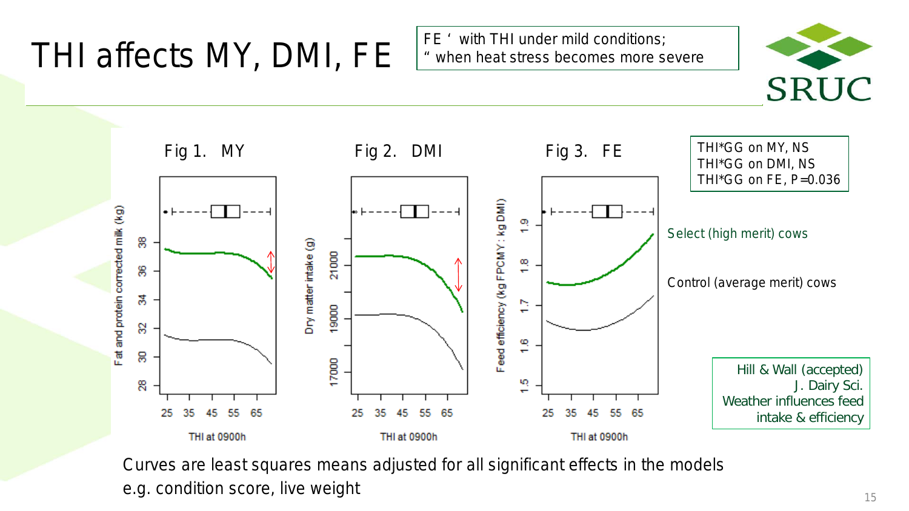# THI affects MY, DMI, FE

FE ‘ with THI under mild conditions;
“ when heat stress becomes more severe

Fig 1. MY

Fig 2. DMI

Fig 3. FE

THI*GG on MY, NS
THI*GG on DMI, NS
THI*GG on FE, P=0.036

Select (high merit) cows

Control (average merit) cows

Hill & Wall (accepted)
J. Dairy Sci.
Weather influences feed intake & efficiency

Curves are least squares means adjusted for all significant effects in the models e.g. condition score, live weight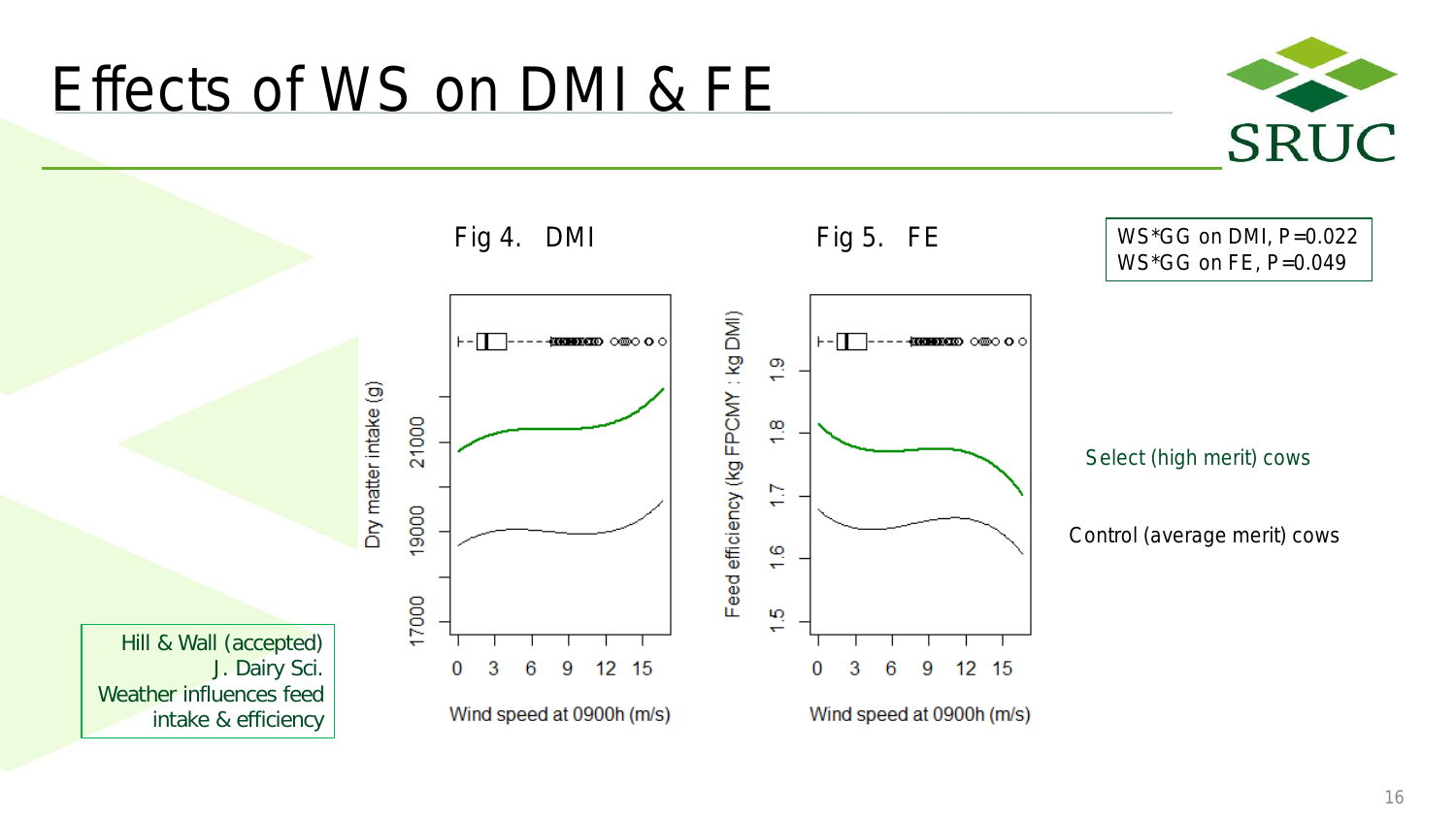# Effects of WS on DMI & FE

Fig 4. DMI

Fig 5. FE

WS*GG on DMI, P=0.022
WS*GG on FE, P=0.049

Select (high merit) cows

Control (average merit) cows

Hill & Wall (accepted) J. Dairy Sci. Weather influences feed intake & efficiency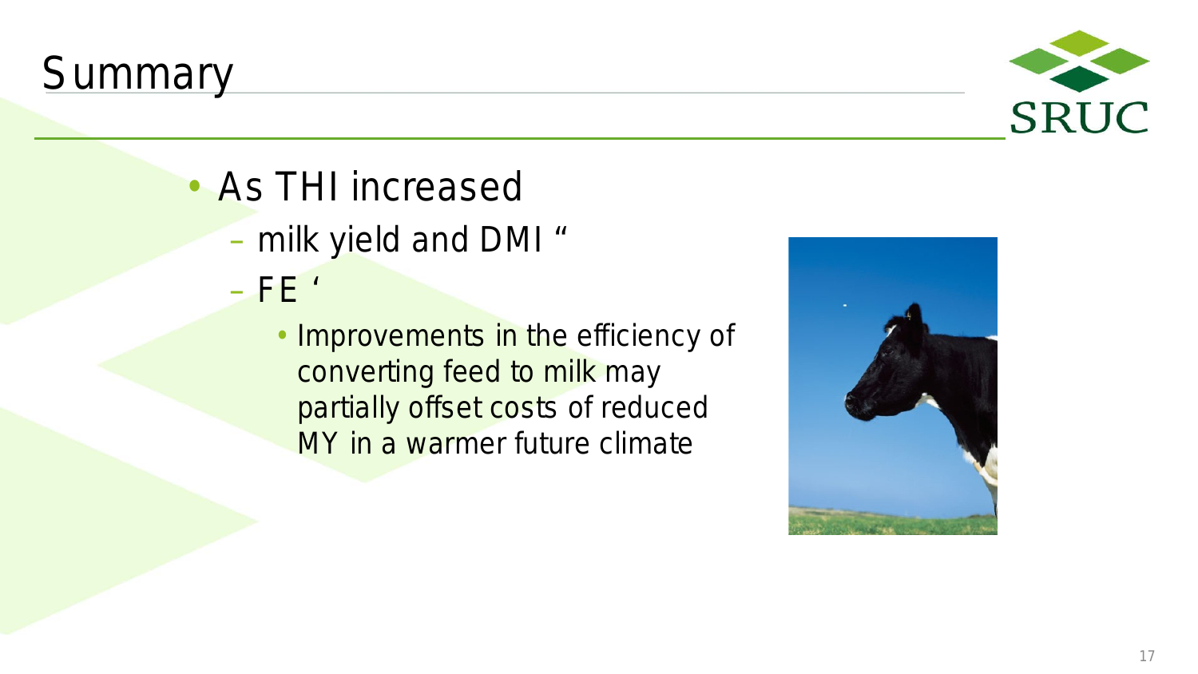# Summary

- As THI increased
  - milk yield and DMI “
  - FE ‘
    - Improvements in the efficiency of converting feed to milk may partially offset costs of reduced MY in a warmer future climate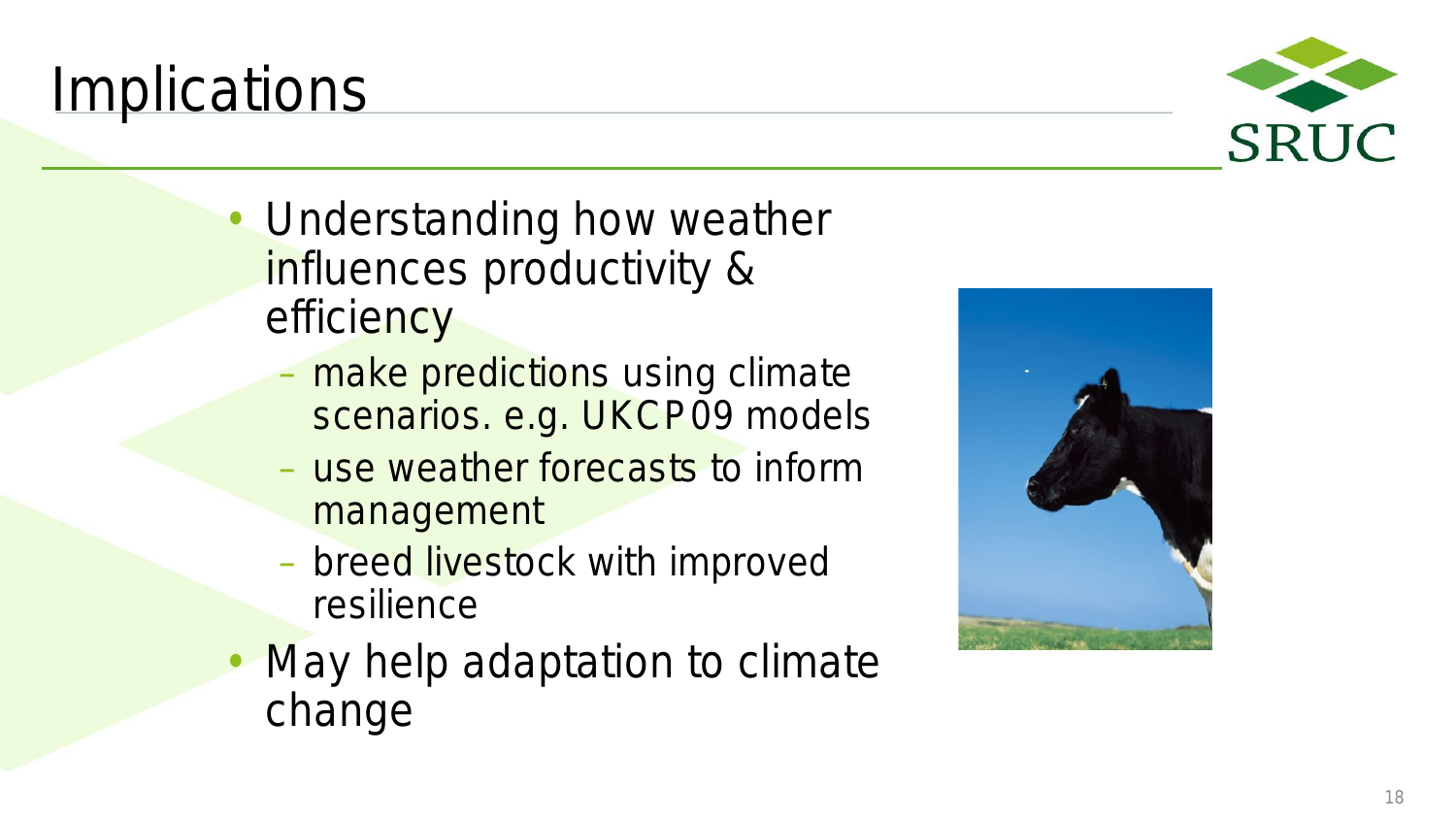# Implications

- Understanding how weather influences productivity & efficiency
  - make predictions using climate scenarios. e.g. UKCP09 models
  - use weather forecasts to inform management
  - breed livestock with improved resilience
- May help adaptation to climate change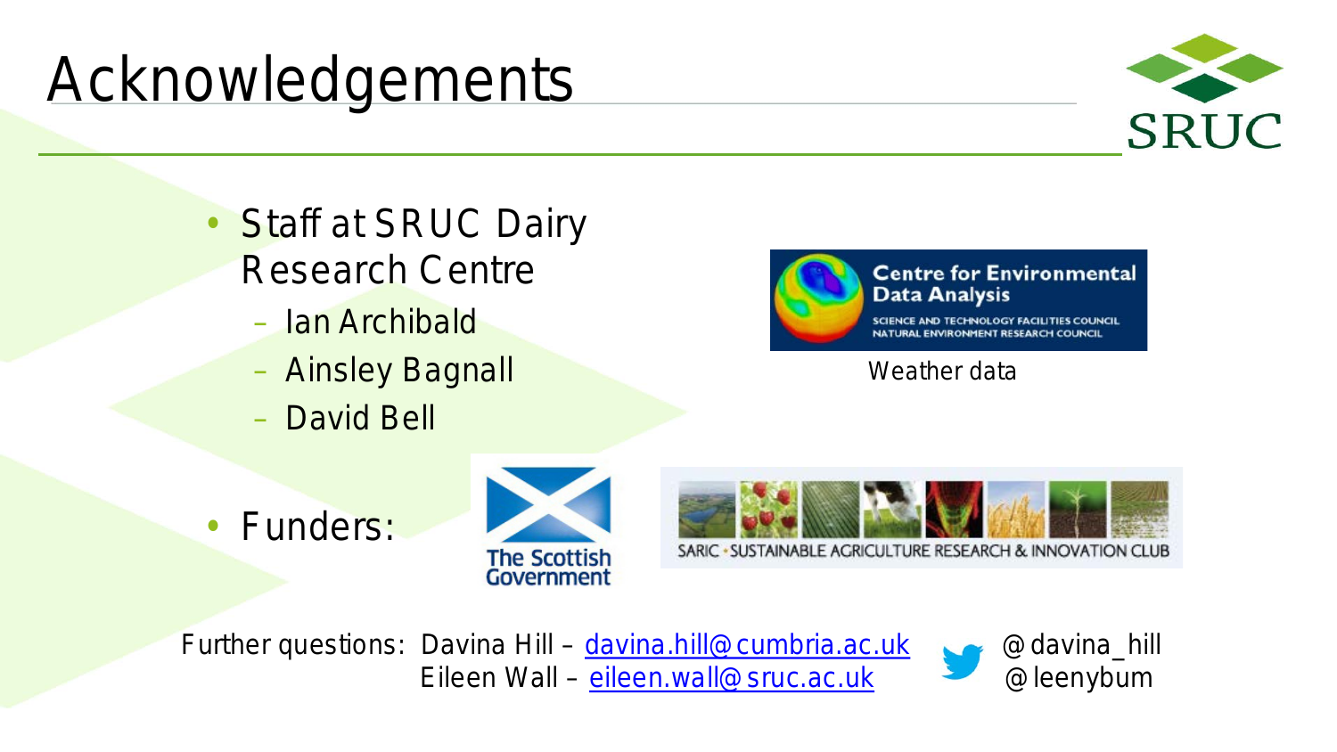# Acknowledgements

- Staff at SRUC Dairy Research Centre
  - Ian Archibald
  - Ainsley Bagnall
  - David Bell

Centre for Environmental Data Analysis
SCIENCE AND TECHNOLOGY FACILITIES COUNCIL
NATURAL ENVIRONMENT RESEARCH COUNCIL

Weather data

- Funders:

The Scottish Government

SARIC • SUSTAINABLE AGRICULTURE RESEARCH & INNOVATION CLUB

Further questions: Davina Hill – davina.hill@cumbria.ac.uk @davina_hill
Eileen Wall – eileen.wall@sruc.ac.uk @leenybum